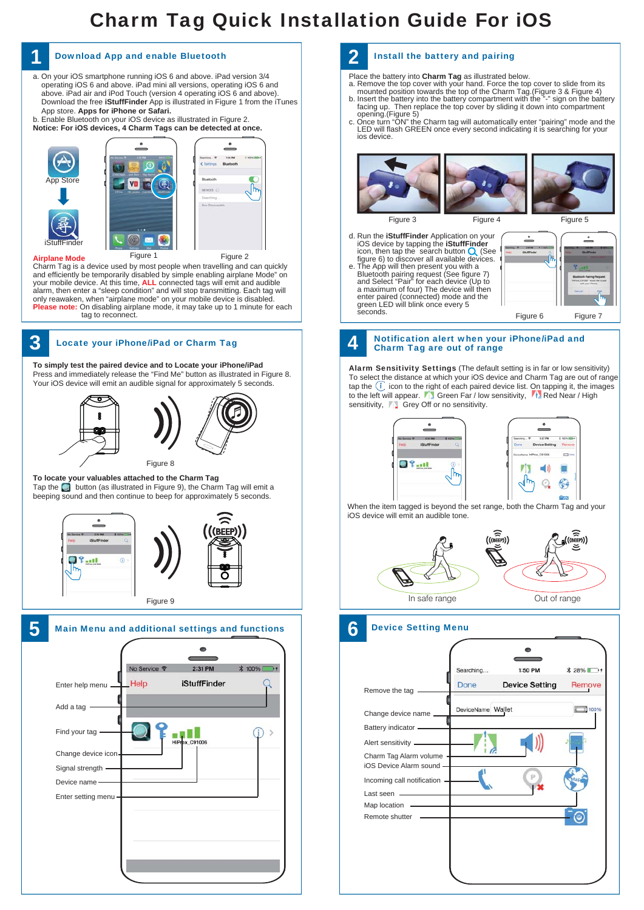# Charm Tag Quick Installation Guide For iOS

## 1 Download App and enable Bluetooth

a. On your iOS smartphone running iOS 6 and above. iPad version 3/4 operating iOS 6 and above. iPad mini all versions, operating iOS 6 and above. iPad air and iPod Touch (version 4 operating iOS 6 and above). Download the free **iStuffFinder** App is illustrated in Figure 1 from the iTunes App store. **Apps for iPhone or Safari.**

b. Enable Bluetooth on your iOS device as illustrated in Figure 2.

**Notice: For iOS devices, 4 Charm Tags can be detected at once.**

App Store

iStuffFinder

Figure 1

Figure 2

**Airplane Mode**

Charm Tag is a device used by most people when travelling and can quickly and efficiently be temporarily disabled by simple enabling airplane Mode" on your mobile device. At this time, **ALL** connected tags will emit and audible alarm, then enter a "sleep condition" and will stop transmitting. Each tag will only reawaken, when "airplane mode" on your mobile device is disabled.

**Please note:** On disabling airplane mode, it may take up to 1 minute for each tag to reconnect.

## 2 Install the battery and pairing

Place the battery into **Charm Tag** as illustrated below.

a. Remove the top cover with your hand. Force the top cover to slide from its mounted position towards the top of the Charm Tag.(Figure 3 & Figure 4)

b. Insert the battery into the battery compartment with the "-" sign on the battery facing up. Then replace the top cover by sliding it down into compartment opening.(Figure 5)

c. Once turn "ON" the Charm tag will automatically enter "pairing" mode and the LED will flash GREEN once every second indicating it is searching for your ios device.

Figure 3 Figure 4 Figure 5

d. Run the **iStuffFinder** Application on your iOS device by tapping the **iStuffFinder** icon, then tap the search button (See figure 6) to discover all available devices.

e. The App will then present you with a Bluetooth pairing request (See figure 7) and Select "Pair" for each device (Up to a maximum of four) The device will then enter paired (connected) mode and the green LED will blink once every 5 seconds.

Figure 6 Figure 7

## 3 Locate your iPhone/iPad or Charm Tag

**To simply test the paired device and to Locate your iPhone/iPad**

Press and immediately release the "Find Me" button as illustrated in Figure 8. Your iOS device will emit an audible signal for approximately 5 seconds.

Figure 8

**To locate your valuables attached to the Charm Tag**

Tap the button (as illustrated in Figure 9), the Charm Tag will emit a beeping sound and then continue to beep for approximately 5 seconds.

Figure 9

## 4 Notification alert when your iPhone/iPad and Charm Tag are out of range

**Alarm Sensitivity Settings** (The default setting is in far or low sensitivity)

To select the distance at which your iOS device and Charm Tag are out of range tap the icon to the right of each paired device list. On tapping it, the images to the left will appear. Green Far / low sensitivity, Red Near / High sensitivity, Grey Off or no sensitivity.

When the item tagged is beyond the set range, both the Charm Tag and your iOS device will emit an audible tone.

In safe range Out of range

## 5 Main Menu and additional settings and functions

- Enter help menu
- Add a tag
- Find your tag
- Change device icon
- Signal strength
- Device name
- Enter setting menu

## 6 Device Setting Menu

- Remove the tag
- Change device name
- Battery indicator
- Alert sensitivity
- Charm Tag Alarm volume
- iOS Device Alarm sound
- Incoming call notification
- Last seen
- Map location
- Remote shutter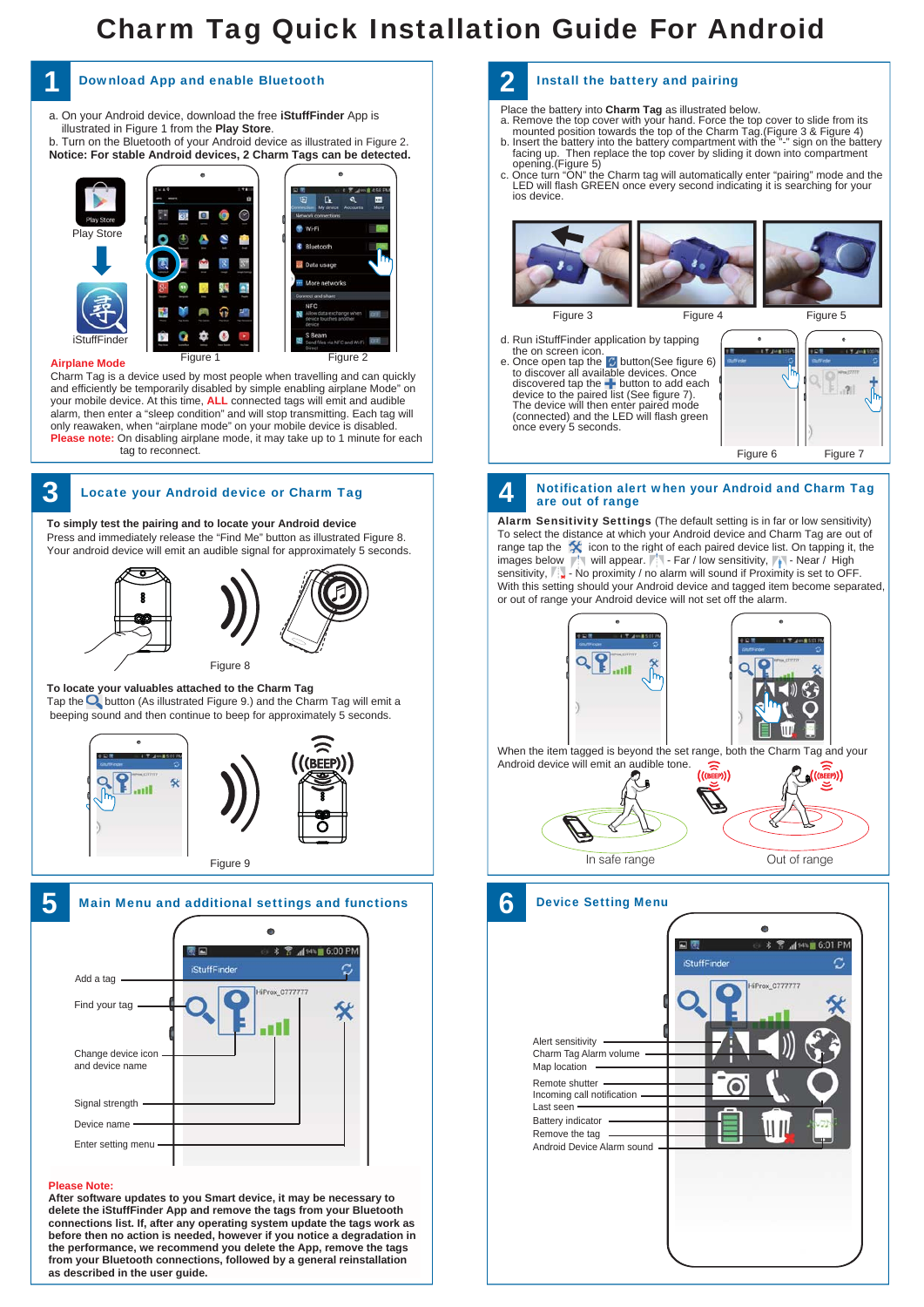# Charm Tag Quick Installation Guide For Android

## 1 Download App and enable Bluetooth

a. On your Android device, download the free **iStuffFinder** App is illustrated in Figure 1 from the **Play Store**.
b. Turn on the Bluetooth of your Android device as illustrated in Figure 2.
**Notice: For stable Android devices, 2 Charm Tags can be detected.**

Play Store

iStuffFinder

Figure 1

Figure 2

**Airplane Mode**

Charm Tag is a device used by most people when travelling and can quickly and efficiently be temporarily disabled by simple enabling airplane Mode" on your mobile device. At this time, **ALL** connected tags will emit and audible alarm, then enter a "sleep condition" and will stop transmitting. Each tag will only reawaken, when "airplane mode" on your mobile device is disabled.
**Please note:** On disabling airplane mode, it may take up to 1 minute for each tag to reconnect.

## 2 Install the battery and pairing

Place the battery into **Charm Tag** as illustrated below.
a. Remove the top cover with your hand. Force the top cover to slide from its mounted position towards the top of the Charm Tag.(Figure 3 & Figure 4)
b. Insert the battery into the battery compartment with the "-" sign on the battery facing up. Then replace the top cover by sliding it down into compartment opening.(Figure 5)
c. Once turn "ON" the Charm tag will automatically enter "pairing" mode and the LED will flash GREEN once every second indicating it is searching for your ios device.

Figure 3 Figure 4 Figure 5

d. Run iStuffFinder application by tapping the on screen icon.
e. Once open tap the button(See figure 6) to discover all available devices. Once discovered tap the + button to add each device to the paired list (See figure 7). The device will then enter paired mode (connected) and the LED will flash green once every 5 seconds.

Figure 6 Figure 7

## 3 Locate your Android device or Charm Tag

**To simply test the pairing and to locate your Android device**
Press and immediately release the "Find Me" button as illustrated Figure 8. Your android device will emit an audible signal for approximately 5 seconds.

Figure 8

**To locate your valuables attached to the Charm Tag**
Tap the button (As illustrated Figure 9.) and the Charm Tag will emit a beeping sound and then continue to beep for approximately 5 seconds.

Figure 9

## 4 Notification alert when your Android and Charm Tag are out of range

**Alarm Sensitivity Settings** (The default setting is in far or low sensitivity)
To select the distance at which your Android device and Charm Tag are out of range tap the icon to the right of each paired device list. On tapping it, the images below will appear. - Far / low sensitivity, - Near / High sensitivity, - No proximity / no alarm will sound if Proximity is set to OFF.
With this setting should your Android device and tagged item become separated, or out of range your Android device will not set off the alarm.

When the item tagged is beyond the set range, both the Charm Tag and your Android device will emit an audible tone.

In safe range Out of range

## 5 Main Menu and additional settings and functions

Add a tag
Find your tag
Change device icon and device name
Signal strength
Device name
Enter setting menu

**Please Note:**
**After software updates to you Smart device, it may be necessary to delete the iStuffFinder App and remove the tags from your Bluetooth connections list. If, after any operating system update the tags work as before then no action is needed, however if you notice a degradation in the performance, we recommend you delete the App, remove the tags from your Bluetooth connections, followed by a general reinstallation as described in the user guide.**

## 6 Device Setting Menu

Alert sensitivity
Charm Tag Alarm volume
Map location
Remote shutter
Incoming call notification
Last seen
Battery indicator
Remove the tag
Android Device Alarm sound